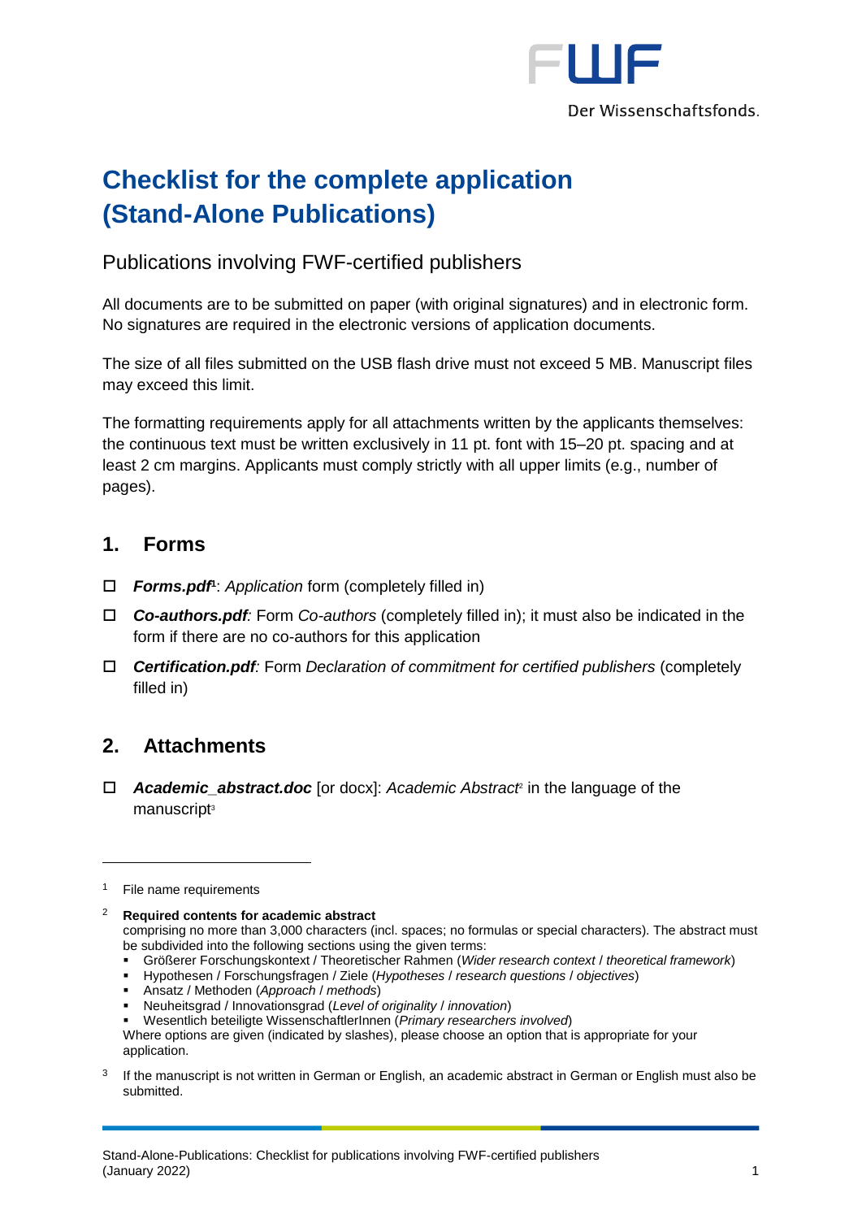# Checklist for the complete application (Stand-Alone Publications)

## Publications involving FWF-certified publishers

All documents are to be submitted on paper (with original signatures) and in electronic form. No signatures are required in the electronic versions of application documents.

The size of all files submitted on the USB flash drive must not exceed 5 MB. Manuscript files may exceed this limit.

The formatting requirements apply for all attachments written by the applicants themselves: the continuous text must be written exclusively in 11 pt. font with 15–20 pt. spacing and at least 2 cm margins. Applicants must comply strictly with all upper limits (e.g., number of pages).

## 1. Forms

- ☐ ***Forms.pdf***[1]: *Application* form (completely filled in)
- ☐ ***Co-authors.pdf**:* Form *Co-authors* (completely filled in); it must also be indicated in the form if there are no co-authors for this application
- ☐ ***Certification.pdf**:* Form *Declaration of commitment for certified publishers* (completely filled in)

## 2. Attachments

- ☐ ***Academic_abstract.doc*** [or docx]: *Academic Abstract*[2] in the language of the manuscript[3]

---

[1] File name requirements

[2] **Required contents for academic abstract**
comprising no more than 3,000 characters (incl. spaces; no formulas or special characters). The abstract must be subdivided into the following sections using the given terms:

- Größerer Forschungskontext / Theoretischer Rahmen (*Wider research context* / *theoretical framework*)
- Hypothesen / Forschungsfragen / Ziele (*Hypotheses* / *research questions* / *objectives*)
- Ansatz / Methoden (*Approach* / *methods*)
- Neuheitsgrad / Innovationsgrad (*Level of originality* / *innovation*)
- Wesentlich beteiligte WissenschaftlerInnen (*Primary researchers involved*)

Where options are given (indicated by slashes), please choose an option that is appropriate for your application.

[3] If the manuscript is not written in German or English, an academic abstract in German or English must also be submitted.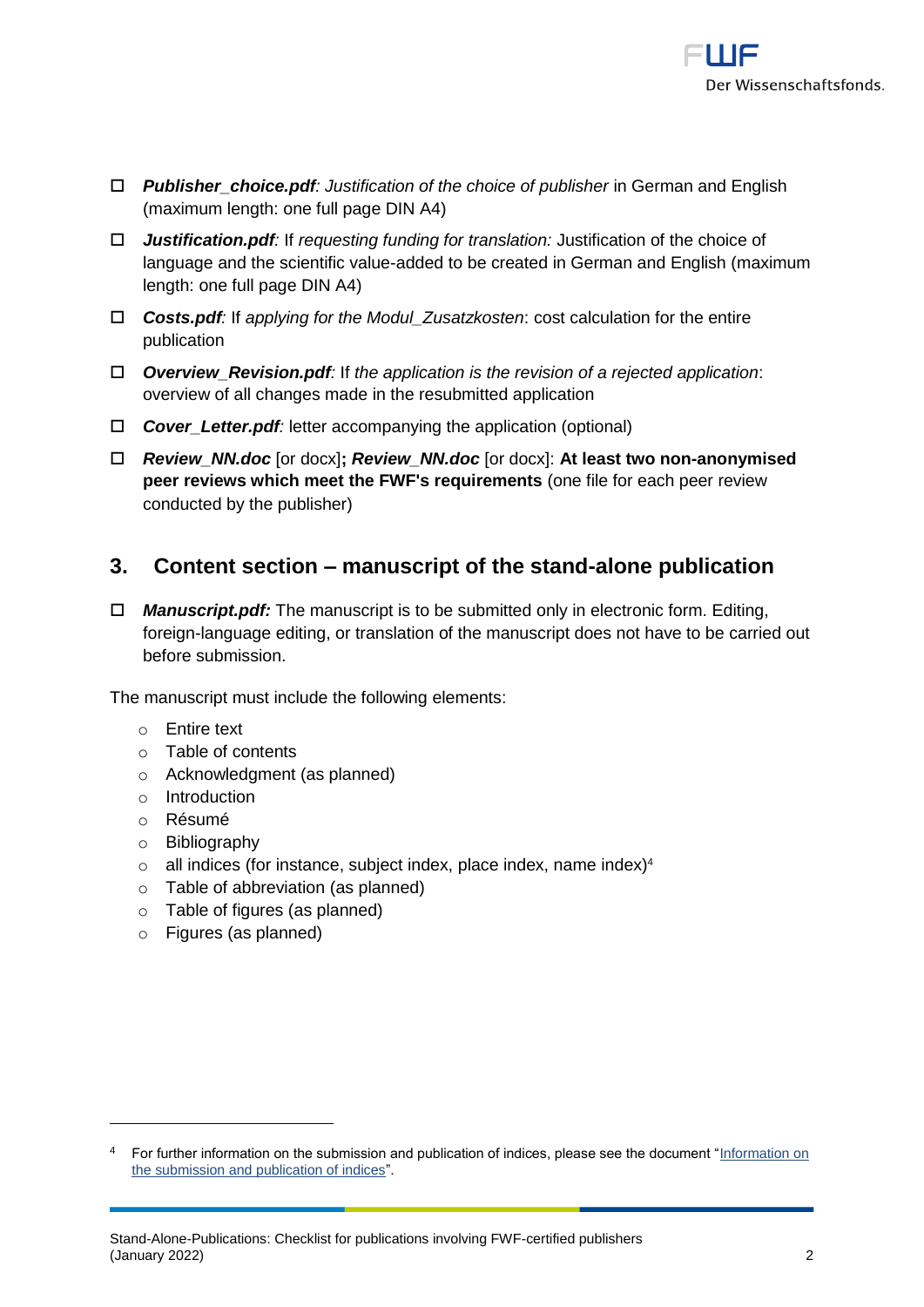- ☐ ***Publisher_choice.pdf****: Justification of the choice of publisher* in German and English (maximum length: one full page DIN A4)
- ☐ ***Justification.pdf****:* If *requesting funding for translation:* Justification of the choice of language and the scientific value-added to be created in German and English (maximum length: one full page DIN A4)
- ☐ ***Costs.pdf****:* If *applying for the Modul_Zusatzkosten*: cost calculation for the entire publication
- ☐ ***Overview_Revision.pdf****:* If *the application is the revision of a rejected application*: overview of all changes made in the resubmitted application
- ☐ ***Cover_Letter.pdf****:* letter accompanying the application (optional)
- ☐ ***Review_NN.doc*** [or docx]**;** ***Review_NN.doc*** [or docx]: **At least two non-anonymised peer reviews which meet the FWF's requirements** (one file for each peer review conducted by the publisher)

## 3. Content section – manuscript of the stand-alone publication

- ☐ ***Manuscript.pdf:*** The manuscript is to be submitted only in electronic form. Editing, foreign-language editing, or translation of the manuscript does not have to be carried out before submission.

The manuscript must include the following elements:

- Entire text
- Table of contents
- Acknowledgment (as planned)
- Introduction
- Résumé
- Bibliography
- all indices (for instance, subject index, place index, name index)[4]
- Table of abbreviation (as planned)
- Table of figures (as planned)
- Figures (as planned)

---

[4] For further information on the submission and publication of indices, please see the document "Information on the submission and publication of indices".